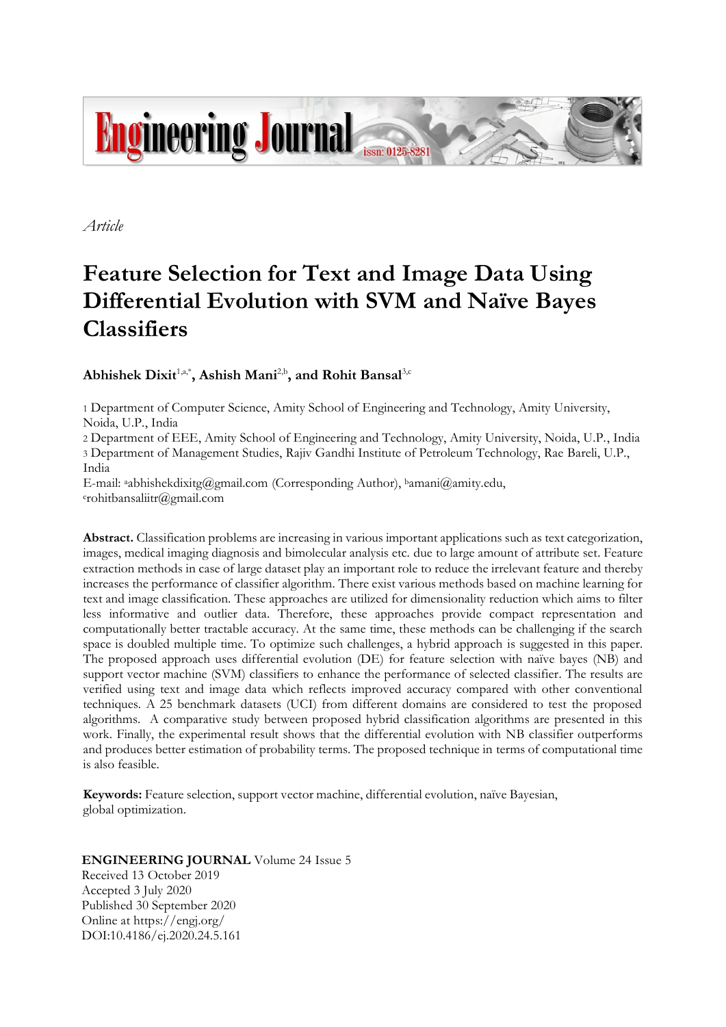*Article*

# Feature Selection for Text and Image Data Using Differential Evolution with SVM and Naïve Bayes Classifiers

**Abhishek Dixit**[1,a,*]**, Ashish Mani**[2,b]**, and Rohit Bansal**[3,c]

1 Department of Computer Science, Amity School of Engineering and Technology, Amity University, Noida, U.P., India
2 Department of EEE, Amity School of Engineering and Technology, Amity University, Noida, U.P., India
3 Department of Management Studies, Rajiv Gandhi Institute of Petroleum Technology, Rae Bareli, U.P., India
E-mail: [a]abhishekdixitg@gmail.com (Corresponding Author), [b]amani@amity.edu, [c]rohitbansaliitr@gmail.com

**Abstract.** Classification problems are increasing in various important applications such as text categorization, images, medical imaging diagnosis and bimolecular analysis etc. due to large amount of attribute set. Feature extraction methods in case of large dataset play an important role to reduce the irrelevant feature and thereby increases the performance of classifier algorithm. There exist various methods based on machine learning for text and image classification. These approaches are utilized for dimensionality reduction which aims to filter less informative and outlier data. Therefore, these approaches provide compact representation and computationally better tractable accuracy. At the same time, these methods can be challenging if the search space is doubled multiple time. To optimize such challenges, a hybrid approach is suggested in this paper. The proposed approach uses differential evolution (DE) for feature selection with naïve bayes (NB) and support vector machine (SVM) classifiers to enhance the performance of selected classifier. The results are verified using text and image data which reflects improved accuracy compared with other conventional techniques. A 25 benchmark datasets (UCI) from different domains are considered to test the proposed algorithms. A comparative study between proposed hybrid classification algorithms are presented in this work. Finally, the experimental result shows that the differential evolution with NB classifier outperforms and produces better estimation of probability terms. The proposed technique in terms of computational time is also feasible.

**Keywords:** Feature selection, support vector machine, differential evolution, naïve Bayesian, global optimization.

**ENGINEERING JOURNAL** Volume 24 Issue 5
Received 13 October 2019
Accepted 3 July 2020
Published 30 September 2020
Online at https://engj.org/
DOI:10.4186/ej.2020.24.5.161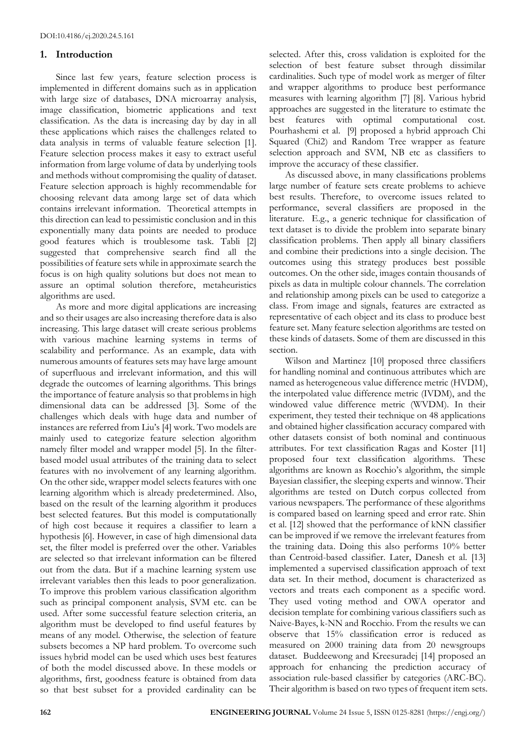## 1. Introduction

Since last few years, feature selection process is implemented in different domains such as in application with large size of databases, DNA microarray analysis, image classification, biometric applications and text classification. As the data is increasing day by day in all these applications which raises the challenges related to data analysis in terms of valuable feature selection [1]. Feature selection process makes it easy to extract useful information from large volume of data by underlying tools and methods without compromising the quality of dataset. Feature selection approach is highly recommendable for choosing relevant data among large set of data which contains irrelevant information. Theoretical attempts in this direction can lead to pessimistic conclusion and in this exponentially many data points are needed to produce good features which is troublesome task. Tabli [2] suggested that comprehensive search find all the possibilities of feature sets while in approximate search the focus is on high quality solutions but does not mean to assure an optimal solution therefore, metaheuristics algorithms are used.

As more and more digital applications are increasing and so their usages are also increasing therefore data is also increasing. This large dataset will create serious problems with various machine learning systems in terms of scalability and performance. As an example, data with numerous amounts of features sets may have large amount of superfluous and irrelevant information, and this will degrade the outcomes of learning algorithms. This brings the importance of feature analysis so that problems in high dimensional data can be addressed [3]. Some of the challenges which deals with huge data and number of instances are referred from Liu's [4] work. Two models are mainly used to categorize feature selection algorithm namely filter model and wrapper model [5]. In the filter-based model usual attributes of the training data to select features with no involvement of any learning algorithm. On the other side, wrapper model selects features with one learning algorithm which is already predetermined. Also, based on the result of the learning algorithm it produces best selected features. But this model is computationally of high cost because it requires a classifier to learn a hypothesis [6]. However, in case of high dimensional data set, the filter model is preferred over the other. Variables are selected so that irrelevant information can be filtered out from the data. But if a machine learning system use irrelevant variables then this leads to poor generalization. To improve this problem various classification algorithm such as principal component analysis, SVM etc. can be used. After some successful feature selection criteria, an algorithm must be developed to find useful features by means of any model. Otherwise, the selection of feature subsets becomes a NP hard problem. To overcome such issues hybrid model can be used which uses best features of both the model discussed above. In these models or algorithms, first, goodness feature is obtained from data so that best subset for a provided cardinality can be selected. After this, cross validation is exploited for the selection of best feature subset through dissimilar cardinalities. Such type of model work as merger of filter and wrapper algorithms to produce best performance measures with learning algorithm [7] [8]. Various hybrid approaches are suggested in the literature to estimate the best features with optimal computational cost. Pourhashemi et al. [9] proposed a hybrid approach Chi Squared (Chi2) and Random Tree wrapper as feature selection approach and SVM, NB etc as classifiers to improve the accuracy of these classifier.

As discussed above, in many classifications problems large number of feature sets create problems to achieve best results. Therefore, to overcome issues related to performance, several classifiers are proposed in the literature. E.g., a generic technique for classification of text dataset is to divide the problem into separate binary classification problems. Then apply all binary classifiers and combine their predictions into a single decision. The outcomes using this strategy produces best possible outcomes. On the other side, images contain thousands of pixels as data in multiple colour channels. The correlation and relationship among pixels can be used to categorize a class. From image and signals, features are extracted as representative of each object and its class to produce best feature set. Many feature selection algorithms are tested on these kinds of datasets. Some of them are discussed in this section.

Wilson and Martinez [10] proposed three classifiers for handling nominal and continuous attributes which are named as heterogeneous value difference metric (HVDM), the interpolated value difference metric (IVDM), and the windowed value difference metric (WVDM). In their experiment, they tested their technique on 48 applications and obtained higher classification accuracy compared with other datasets consist of both nominal and continuous attributes. For text classification Ragas and Koster [11] proposed four text classification algorithms. These algorithms are known as Rocchio's algorithm, the simple Bayesian classifier, the sleeping experts and winnow. Their algorithms are tested on Dutch corpus collected from various newspapers. The performance of these algorithms is compared based on learning speed and error rate. Shin et al. [12] showed that the performance of kNN classifier can be improved if we remove the irrelevant features from the training data. Doing this also performs 10% better than Centroid-based classifier. Later, Danesh et al. [13] implemented a supervised classification approach of text data set. In their method, document is characterized as vectors and treats each component as a specific word. They used voting method and OWA operator and decision template for combining various classifiers such as Naive-Bayes, k-NN and Rocchio. From the results we can observe that 15% classification error is reduced as measured on 2000 training data from 20 newsgroups dataset. Buddeewong and Kreesuradej [14] proposed an approach for enhancing the prediction accuracy of association rule-based classifier by categories (ARC-BC). Their algorithm is based on two types of frequent item sets.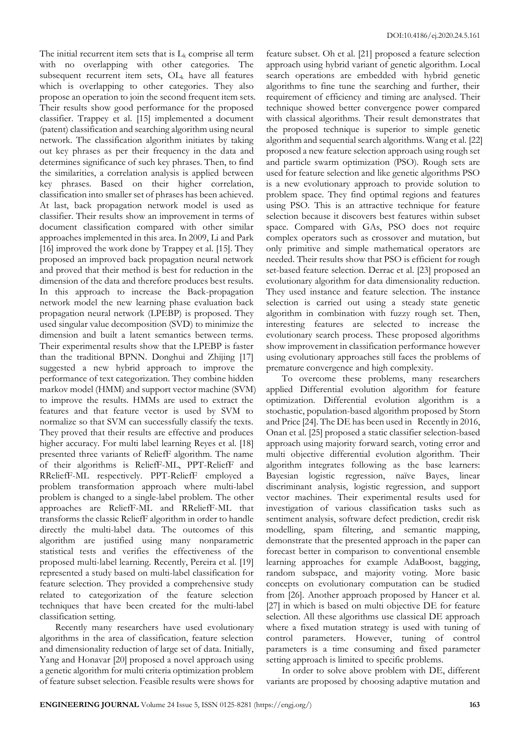The initial recurrent item sets that is $L_k$ comprise all term with no overlapping with other categories. The subsequent recurrent item sets, $OL_k$ have all features which is overlapping to other categories. They also propose an operation to join the second frequent item sets. Their results show good performance for the proposed classifier. Trappey et al. [15] implemented a document (patent) classification and searching algorithm using neural network. The classification algorithm initiates by taking out key phrases as per their frequency in the data and determines significance of such key phrases. Then, to find the similarities, a correlation analysis is applied between key phrases. Based on their higher correlation, classification into smaller set of phrases has been achieved. At last, back propagation network model is used as classifier. Their results show an improvement in terms of document classification compared with other similar approaches implemented in this area. In 2009, Li and Park [16] improved the work done by Trappey et al. [15]. They proposed an improved back propagation neural network and proved that their method is best for reduction in the dimension of the data and therefore produces best results. In this approach to increase the Back-propagation network model the new learning phase evaluation back propagation neural network (LPEBP) is proposed. They used singular value decomposition (SVD) to minimize the dimension and built a latent semantics between terms. Their experimental results show that the LPEBP is faster than the traditional BPNN. Donghui and Zhijing [17] suggested a new hybrid approach to improve the performance of text categorization. They combine hidden markov model (HMM) and support vector machine (SVM) to improve the results. HMMs are used to extract the features and that feature vector is used by SVM to normalize so that SVM can successfully classify the texts. They proved that their results are effective and produces higher accuracy. For multi label learning Reyes et al. [18] presented three variants of ReliefF algorithm. The name of their algorithms is ReliefF-ML, PPT-ReliefF and RReliefF-ML respectively. PPT-ReliefF employed a problem transformation approach where multi-label problem is changed to a single-label problem. The other approaches are ReliefF-ML and RReliefF-ML that transforms the classic ReliefF algorithm in order to handle directly the multi-label data. The outcomes of this algorithm are justified using many nonparametric statistical tests and verifies the effectiveness of the proposed multi-label learning. Recently, Pereira et al. [19] represented a study based on multi-label classification for feature selection. They provided a comprehensive study related to categorization of the feature selection techniques that have been created for the multi-label classification setting.

Recently many researchers have used evolutionary algorithms in the area of classification, feature selection and dimensionality reduction of large set of data. Initially, Yang and Honavar [20] proposed a novel approach using a genetic algorithm for multi criteria optimization problem of feature subset selection. Feasible results were shows for feature subset. Oh et al. [21] proposed a feature selection approach using hybrid variant of genetic algorithm. Local search operations are embedded with hybrid genetic algorithms to fine tune the searching and further, their requirement of efficiency and timing are analysed. Their technique showed better convergence power compared with classical algorithms. Their result demonstrates that the proposed technique is superior to simple genetic algorithm and sequential search algorithms. Wang et al. [22] proposed a new feature selection approach using rough set and particle swarm optimization (PSO). Rough sets are used for feature selection and like genetic algorithms PSO is a new evolutionary approach to provide solution to problem space. They find optimal regions and features using PSO. This is an attractive technique for feature selection because it discovers best features within subset space. Compared with GAs, PSO does not require complex operators such as crossover and mutation, but only primitive and simple mathematical operators are needed. Their results show that PSO is efficient for rough set-based feature selection. Derrac et al. [23] proposed an evolutionary algorithm for data dimensionality reduction. They used instance and feature selection. The instance selection is carried out using a steady state genetic algorithm in combination with fuzzy rough set. Then, interesting features are selected to increase the evolutionary search process. These proposed algorithms show improvement in classification performance however using evolutionary approaches still faces the problems of premature convergence and high complexity.

To overcome these problems, many researchers applied Differential evolution algorithm for feature optimization. Differential evolution algorithm is a stochastic, population-based algorithm proposed by Storn and Price [24]. The DE has been used in Recently in 2016, Onan et al. [25] proposed a static classifier selection-based approach using majority forward search, voting error and multi objective differential evolution algorithm. Their algorithm integrates following as the base learners: Bayesian logistic regression, naïve Bayes, linear discriminant analysis, logistic regression, and support vector machines. Their experimental results used for investigation of various classification tasks such as sentiment analysis, software defect prediction, credit risk modelling, spam filtering, and semantic mapping, demonstrate that the presented approach in the paper can forecast better in comparison to conventional ensemble learning approaches for example AdaBoost, bagging, random subspace, and majority voting. More basic concepts on evolutionary computation can be studied from [26]. Another approach proposed by Hancer et al. [27] in which is based on multi objective DE for feature selection. All these algorithms use classical DE approach where a fixed mutation strategy is used with tuning of control parameters. However, tuning of control parameters is a time consuming and fixed parameter setting approach is limited to specific problems.

In order to solve above problem with DE, different variants are proposed by choosing adaptive mutation and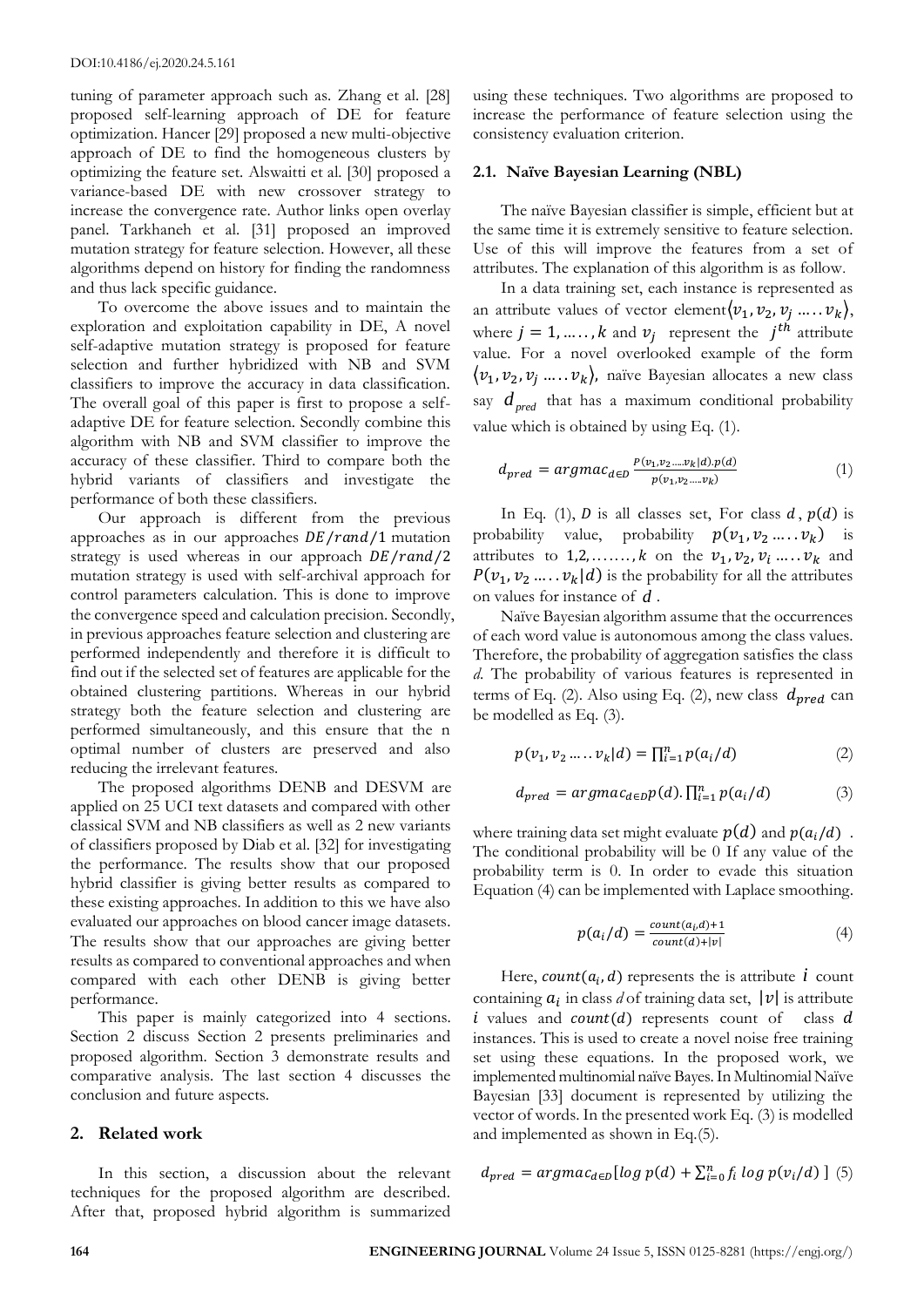tuning of parameter approach such as. Zhang et al. [28] proposed self-learning approach of DE for feature optimization. Hancer [29] proposed a new multi-objective approach of DE to find the homogeneous clusters by optimizing the feature set. Alswaitti et al. [30] proposed a variance-based DE with new crossover strategy to increase the convergence rate. Author links open overlay panel. Tarkhaneh et al. [31] proposed an improved mutation strategy for feature selection. However, all these algorithms depend on history for finding the randomness and thus lack specific guidance.

To overcome the above issues and to maintain the exploration and exploitation capability in DE, A novel self-adaptive mutation strategy is proposed for feature selection and further hybridized with NB and SVM classifiers to improve the accuracy in data classification. The overall goal of this paper is first to propose a self-adaptive DE for feature selection. Secondly combine this algorithm with NB and SVM classifier to improve the accuracy of these classifier. Third to compare both the hybrid variants of classifiers and investigate the performance of both these classifiers.

Our approach is different from the previous approaches as in our approaches $DE/rand/1$ mutation strategy is used whereas in our approach $DE/rand/2$ mutation strategy is used with self-archival approach for control parameters calculation. This is done to improve the convergence speed and calculation precision. Secondly, in previous approaches feature selection and clustering are performed independently and therefore it is difficult to find out if the selected set of features are applicable for the obtained clustering partitions. Whereas in our hybrid strategy both the feature selection and clustering are performed simultaneously, and this ensure that the n optimal number of clusters are preserved and also reducing the irrelevant features.

The proposed algorithms DENB and DESVM are applied on 25 UCI text datasets and compared with other classical SVM and NB classifiers as well as 2 new variants of classifiers proposed by Diab et al. [32] for investigating the performance. The results show that our proposed hybrid classifier is giving better results as compared to these existing approaches. In addition to this we have also evaluated our approaches on blood cancer image datasets. The results show that our approaches are giving better results as compared to conventional approaches and when compared with each other DENB is giving better performance.

This paper is mainly categorized into 4 sections. Section 2 discuss Section 2 presents preliminaries and proposed algorithm. Section 3 demonstrate results and comparative analysis. The last section 4 discusses the conclusion and future aspects.

## 2. Related work

In this section, a discussion about the relevant techniques for the proposed algorithm are described. After that, proposed hybrid algorithm is summarized using these techniques. Two algorithms are proposed to increase the performance of feature selection using the consistency evaluation criterion.

### 2.1. Naïve Bayesian Learning (NBL)

The naïve Bayesian classifier is simple, efficient but at the same time it is extremely sensitive to feature selection. Use of this will improve the features from a set of attributes. The explanation of this algorithm is as follow.

In a data training set, each instance is represented as an attribute values of vector element $\langle v_1, v_2, v_j \ldots \ldots v_k \rangle$, where $j = 1, \ldots \ldots, k$ and $v_j$ represent the $j^{th}$ attribute value. For a novel overlooked example of the form $\langle v_1, v_2, v_j \ldots \ldots v_k \rangle$, naïve Bayesian allocates a new class say $d_{pred}$ that has a maximum conditional probability value which is obtained by using Eq. (1).

$$d_{pred} = argmac_{d \in D} \frac{P(v_1, v_2 \ldots\ldots v_k | d).p(d)}{p(v_1, v_2 \ldots\ldots v_k)} \tag{1}$$

In Eq. (1), $D$ is all classes set, For class $d$, $p(d)$ is probability value, probability $p(v_1, v_2 \ldots \ldots v_k)$ is attributes to $1, 2, \ldots\ldots\ldots, k$ on the $v_1, v_2, v_i \ldots\ldots v_k$ and $P(v_1, v_2 \ldots\ldots v_k | d)$ is the probability for all the attributes on values for instance of $d$.

Naïve Bayesian algorithm assume that the occurrences of each word value is autonomous among the class values. Therefore, the probability of aggregation satisfies the class *d*. The probability of various features is represented in terms of Eq. (2). Also using Eq. (2), new class $d_{pred}$ can be modelled as Eq. (3).

$$p(v_1, v_2 \ldots \ldots v_k | d) = \prod_{i=1}^{n} p(a_i / d) \tag{2}$$

$$d_{pred} = argmac_{d \in D} p(d). \prod_{i=1}^{n} p(a_i / d) \tag{3}$$

where training data set might evaluate $p(d)$ and $p(a_i/d)$. The conditional probability will be 0 If any value of the probability term is 0. In order to evade this situation Equation (4) can be implemented with Laplace smoothing.

$$p(a_i / d) = \frac{count(a_i, d) + 1}{count(d) + |v|} \tag{4}$$

Here, $count(a_i, d)$ represents the is attribute $i$ count containing $a_i$ in class *d* of training data set, $|v|$ is attribute $i$ values and $count(d)$ represents count of class $d$ instances. This is used to create a novel noise free training set using these equations. In the proposed work, we implemented multinomial naïve Bayes. In Multinomial Naïve Bayesian [33] document is represented by utilizing the vector of words. In the presented work Eq. (3) is modelled and implemented as shown in Eq.(5).

$$d_{pred} = argmac_{d \in D} [log\ p(d) + \textstyle\sum_{i=0}^{n} f_i\ log\ p(v_i / d)\ ] \tag{5}$$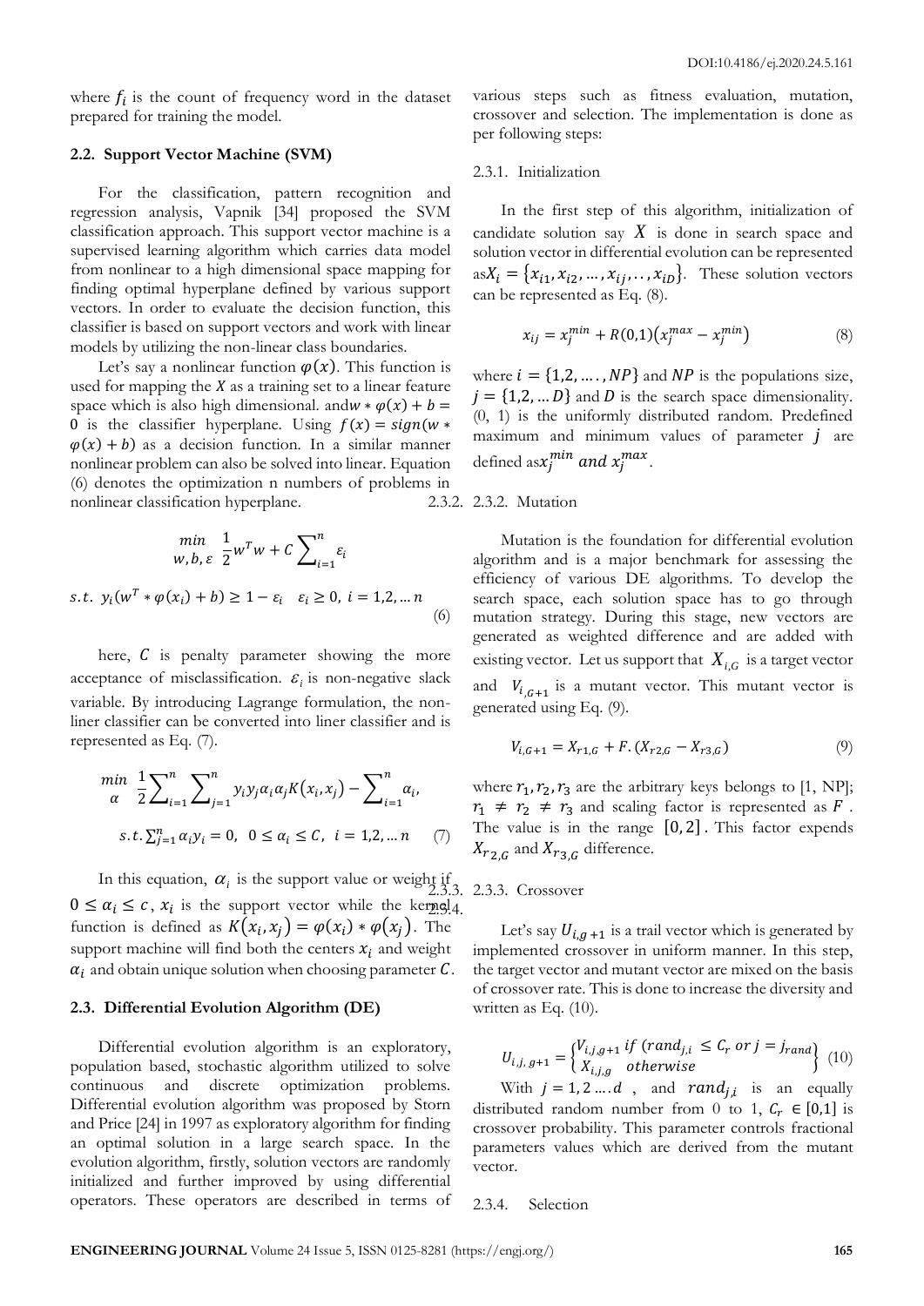where $f_i$ is the count of frequency word in the dataset prepared for training the model.

### 2.2. Support Vector Machine (SVM)

For the classification, pattern recognition and regression analysis, Vapnik [34] proposed the SVM classification approach. This support vector machine is a supervised learning algorithm which carries data model from nonlinear to a high dimensional space mapping for finding optimal hyperplane defined by various support vectors. In order to evaluate the decision function, this classifier is based on support vectors and work with linear models by utilizing the non-linear class boundaries.

Let's say a nonlinear function $\varphi(x)$. This function is used for mapping the $X$ as a training set to a linear feature space which is also high dimensional. and$w * \varphi(x) + b = 0$ is the classifier hyperplane. Using $f(x) = sign(w * \varphi(x) + b)$ as a decision function. In a similar manner nonlinear problem can also be solved into linear. Equation (6) denotes the optimization n numbers of problems in nonlinear classification hyperplane.

$$\min_{w,b,\varepsilon} \ \frac{1}{2} w^T w + C \sum_{i=1}^{n} \varepsilon_i$$

$$s.t. \ y_i(w^T * \varphi(x_i) + b) \geq 1 - \varepsilon_i \quad \varepsilon_i \geq 0, \ i = 1,2, \dots n \tag{6}$$

here, $C$ is penalty parameter showing the more acceptance of misclassification. $\varepsilon_i$ is non-negative slack variable. By introducing Lagrange formulation, the non-liner classifier can be converted into liner classifier and is represented as Eq. (7).

$$\min_{\alpha} \ \frac{1}{2} \sum_{i=1}^{n} \sum_{j=1}^{n} y_i y_j \alpha_i \alpha_j K(x_i, x_j) - \sum_{i=1}^{n} \alpha_i,$$

$$s.t. \sum_{j=1}^{n} \alpha_i y_i = 0, \ \ 0 \leq \alpha_i \leq C, \ \ i = 1,2, \dots n \tag{7}$$

In this equation, $\alpha_i$ is the support value or weight if $0 \leq \alpha_i \leq c$, $x_i$ is the support vector while the kernel function is defined as $K(x_i, x_j) = \varphi(x_i) * \varphi(x_j)$. The support machine will find both the centers $x_i$ and weight $\alpha_i$ and obtain unique solution when choosing parameter $C$.

### 2.3. Differential Evolution Algorithm (DE)

Differential evolution algorithm is an exploratory, population based, stochastic algorithm utilized to solve continuous and discrete optimization problems. Differential evolution algorithm was proposed by Storn and Price [24] in 1997 as exploratory algorithm for finding an optimal solution in a large search space. In the evolution algorithm, firstly, solution vectors are randomly initialized and further improved by using differential operators. These operators are described in terms of various steps such as fitness evaluation, mutation, crossover and selection. The implementation is done as per following steps:

#### 2.3.1. Initialization

In the first step of this algorithm, initialization of candidate solution say $X$ is done in search space and solution vector in differential evolution can be represented as$X_i = \{x_{i1}, x_{i2}, \dots, x_{ij}, \dots, x_{iD}\}$. These solution vectors can be represented as Eq. (8).

$$x_{ij} = x_j^{min} + R(0,1)\left(x_j^{max} - x_j^{min}\right) \tag{8}$$

where $i = \{1,2, \dots, NP\}$ and $NP$ is the populations size, $j = \{1,2, \dots D\}$ and $D$ is the search space dimensionality. (0, 1) is the uniformly distributed random. Predefined maximum and minimum values of parameter $j$ are defined as$x_j^{min}$ $and$ $x_j^{max}$.

#### 2.3.2. Mutation

Mutation is the foundation for differential evolution algorithm and is a major benchmark for assessing the efficiency of various DE algorithms. To develop the search space, each solution space has to go through mutation strategy. During this stage, new vectors are generated as weighted difference and are added with existing vector. Let us support that $X_{i,G}$ is a target vector and $V_{i,G+1}$ is a mutant vector. This mutant vector is generated using Eq. (9).

$$V_{i,G+1} = X_{r1,G} + F.(X_{r2,G} - X_{r3,G}) \tag{9}$$

where $r_1, r_2, r_3$ are the arbitrary keys belongs to [1, NP]; $r_1 \neq r_2 \neq r_3$ and scaling factor is represented as $F$. The value is in the range $[0,2]$. This factor expends $X_{r_{2,G}}$ and $X_{r_{3,G}}$ difference.

#### 2.3.3. Crossover

Let's say $U_{i,g+1}$ is a trail vector which is generated by implemented crossover in uniform manner. In this step, the target vector and mutant vector are mixed on the basis of crossover rate. This is done to increase the diversity and written as Eq. (10).

$$U_{i,j,\,g+1} = \begin{Bmatrix} V_{i,j,g+1} \ if \ (rand_{j,i} \leq C_r \ or \ j = j_{rand}) \\ X_{i,j,g} \quad otherwise \end{Bmatrix} \tag{10}$$

With $j = 1, 2 \dots . d$ , and $rand_{j,i}$ is an equally distributed random number from 0 to 1, $C_r \in [0,1]$ is crossover probability. This parameter controls fractional parameters values which are derived from the mutant vector.

#### 2.3.4. Selection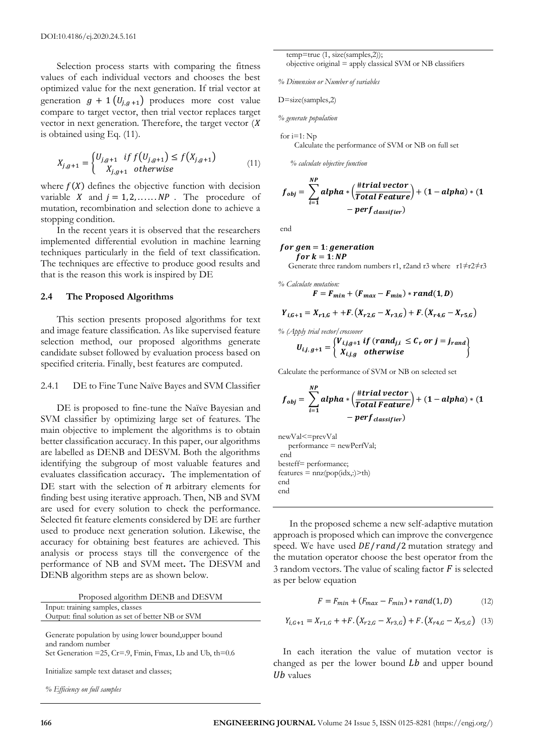Selection process starts with comparing the fitness values of each individual vectors and chooses the best optimized value for the next generation. If trial vector at generation $g+1$ $(U_{j,g+1})$ produces more cost value compare to target vector, then trial vector replaces target vector in next generation. Therefore, the target vector ($X$ is obtained using Eq. (11).

$$X_{j,g+1} = \begin{cases} U_{j,g+1} & if\ f(U_{j,g+1}) \leq f(X_{j,g+1}) \\ X_{j,g+1} & otherwise \end{cases} \tag{11}$$

where $f(X)$ defines the objective function with decision variable $X$ and $j = 1,2, \ldots \ldots NP$ . The procedure of mutation, recombination and selection done to achieve a stopping condition.

In the recent years it is observed that the researchers implemented differential evolution in machine learning techniques particularly in the field of text classification. The techniques are effective to produce good results and that is the reason this work is inspired by DE

### 2.4 The Proposed Algorithms

This section presents proposed algorithms for text and image feature classification. As like supervised feature selection method, our proposed algorithms generate candidate subset followed by evaluation process based on specified criteria. Finally, best features are computed.

#### 2.4.1 DE to Fine Tune Naïve Bayes and SVM Classifier

DE is proposed to fine-tune the Naïve Bayesian and SVM classifier by optimizing large set of features. The main objective to implement the algorithms is to obtain better classification accuracy. In this paper, our algorithms are labelled as DENB and DESVM. Both the algorithms identifying the subgroup of most valuable features and evaluates classification accuracy**.** The implementation of DE start with the selection of $n$ arbitrary elements for finding best using iterative approach. Then, NB and SVM are used for every solution to check the performance. Selected fit feature elements considered by DE are further used to produce next generation solution. Likewise, the accuracy for obtaining best features are achieved. This analysis or process stays till the convergence of the performance of NB and SVM meet**.** The DESVM and DENB algorithm steps are as shown below.

Proposed algorithm DENB and DESVM

Input: training samples, classes
Output: final solution as set of better NB or SVM

Generate population by using lower bound,upper bound and random number
Set Generation =25, Cr=.9, Fmin, Fmax, Lb and Ub, th=0.6

Initialize sample text dataset and classes;

*% Efficiency on full samples*

temp=true (1, size(samples,2));
objective original = apply classical SVM or NB classifiers

*% Dimension or Number of variables*

D=size(samples,2)

*% generate population*

for i=1: Np
Calculate the performance of SVM or NB on full set

*% calculate objective function*

$$f_{obj} = \sum_{i=1}^{NP} alpha * \left(\frac{\#trial\ vector}{Total\ Feature}\right) + (1 - alpha) * (1 - perf_{classifier})$$

end

$for\ gen = 1: generation$
$for\ k = 1: NP$
Generate three random numbers r1, r2and r3 where r1≠r2≠r3

*% Calculate mutation:*

$$F = F_{min} + (F_{max} - F_{min}) * rand(1, D)$$

$$Y_{i,G+1} = X_{r1,G} + +F.\left(X_{r2,G} - X_{r3,G}\right) + F.\left(X_{r4,G} - X_{r5,G}\right)$$

*% (Apply trial vector/crossover*

$$U_{i,j,g+1} = \begin{Bmatrix} V_{i,j,g+1}\ if\ (rand_{j,i} \leq C_r\ or\ j = j_{rand}) \\ X_{i,j,g} \quad otherwise \end{Bmatrix}$$

Calculate the performance of SVM or NB on selected set

$$f_{obj} = \sum_{i=1}^{NP} alpha * \left(\frac{\#trial\ vector}{Total\ Feature}\right) + (1 - alpha) * (1 - perf_{classifier})$$

newVal<=prevVal
performance = newPerfVal;
end
besteff= performance;
features = nnz(pop(idx,:)>th)
end
end

In the proposed scheme a new self-adaptive mutation approach is proposed which can improve the convergence speed. We have used $DE/rand/2$ mutation strategy and the mutation operator choose the best operator from the 3 random vectors. The value of scaling factor $F$ is selected as per below equation

$$F = F_{min} + (F_{max} - F_{min}) * rand(1, D) \tag{12}$$

$$Y_{i,G+1} = X_{r1,G} + +F.\left(X_{r2,G} - X_{r3,G}\right) + F.\left(X_{r4,G} - X_{r5,G}\right) \tag{13}$$

In each iteration the value of mutation vector is changed as per the lower bound $Lb$ and upper bound $Ub$ values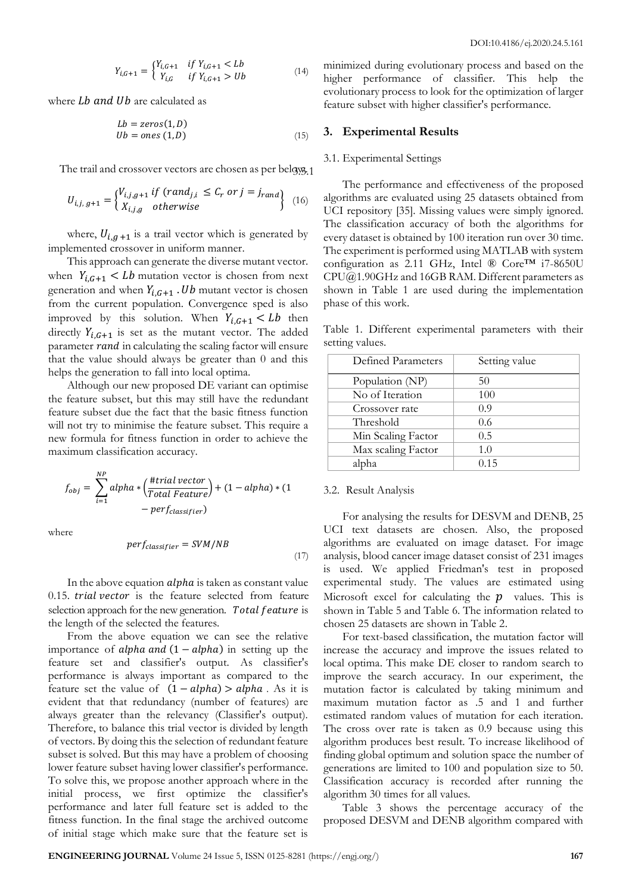$$Y_{i,G+1} = \begin{cases} Y_{i,G+1} & if\ Y_{i,G+1} < Lb \\ Y_{i,G} & if\ Y_{i,G+1} > Ub \end{cases} \quad (14)$$

where $Lb\ and\ Ub$ are calculated as

$$\begin{aligned} Lb &= zeros(1, D) \\ Ub &= ones\ (1, D) \end{aligned} \quad (15)$$

The trail and crossover vectors are chosen as per below.

$$U_{i,j,\,g+1} = \begin{Bmatrix} V_{i,j,g+1}\ if\ (rand_{j,i} \leq C_r\ or\ j = j_{rand}) \\ X_{i,j,g} \quad otherwise \end{Bmatrix} \quad (16)$$

where, $U_{i,g+1}$ is a trail vector which is generated by implemented crossover in uniform manner.

This approach can generate the diverse mutant vector. when $Y_{i,G+1} < Lb$ mutation vector is chosen from next generation and when $Y_{i,G+1} . Ub$ mutant vector is chosen from the current population. Convergence sped is also improved by this solution. When $Y_{i,G+1} < Lb$ then directly $Y_{i,G+1}$ is set as the mutant vector. The added parameter $rand$ in calculating the scaling factor will ensure that the value should always be greater than 0 and this helps the generation to fall into local optima.

Although our new proposed DE variant can optimise the feature subset, but this may still have the redundant feature subset due the fact that the basic fitness function will not try to minimise the feature subset. This require a new formula for fitness function in order to achieve the maximum classification accuracy.

$$f_{obj} = \sum_{i=1}^{NP} alpha * \left(\frac{\#trial\ vector}{Total\ Feature}\right) + (1 - alpha) * (1 - perf_{classifier})$$

where

$$perf_{classifier} = SVM/NB \quad (17)$$

In the above equation $alpha$ is taken as constant value 0.15. $trial\ vector$ is the feature selected from feature selection approach for the new generation. $Total\ feature$ is the length of the selected the features.

From the above equation we can see the relative importance of $alpha\ and\ (1 - alpha)$ in setting up the feature set and classifier's output. As classifier's performance is always important as compared to the feature set the value of $(1 - alpha) > alpha$ . As it is evident that that redundancy (number of features) are always greater than the relevancy (Classifier's output). Therefore, to balance this trial vector is divided by length of vectors. By doing this the selection of redundant feature subset is solved. But this may have a problem of choosing lower feature subset having lower classifier's performance. To solve this, we propose another approach where in the initial process, we first optimize the classifier's performance and later full feature set is added to the fitness function. In the final stage the archived outcome of initial stage which make sure that the feature set is minimized during evolutionary process and based on the higher performance of classifier. This help the evolutionary process to look for the optimization of larger feature subset with higher classifier's performance.

## 3. Experimental Results

### 3.1. Experimental Settings

The performance and effectiveness of the proposed algorithms are evaluated using 25 datasets obtained from UCI repository [35]. Missing values were simply ignored. The classification accuracy of both the algorithms for every dataset is obtained by 100 iteration run over 30 time. The experiment is performed using MATLAB with system configuration as 2.11 GHz, Intel ® Core™ i7-8650U CPU@1.90GHz and 16GB RAM. Different parameters as shown in Table 1 are used during the implementation phase of this work.

Table 1. Different experimental parameters with their setting values.

| Defined Parameters | Setting value |
|---|---|
| Population (NP) | 50 |
| No of Iteration | 100 |
| Crossover rate | 0.9 |
| Threshold | 0.6 |
| Min Scaling Factor | 0.5 |
| Max scaling Factor | 1.0 |
| alpha | 0.15 |

### 3.2. Result Analysis

For analysing the results for DESVM and DENB, 25 UCI text datasets are chosen. Also, the proposed algorithms are evaluated on image dataset. For image analysis, blood cancer image dataset consist of 231 images is used. We applied Friedman's test in proposed experimental study. The values are estimated using Microsoft excel for calculating the $p$ values. This is shown in Table 5 and Table 6. The information related to chosen 25 datasets are shown in Table 2.

For text-based classification, the mutation factor will increase the accuracy and improve the issues related to local optima. This make DE closer to random search to improve the search accuracy. In our experiment, the mutation factor is calculated by taking minimum and maximum mutation factor as .5 and 1 and further estimated random values of mutation for each iteration. The cross over rate is taken as 0.9 because using this algorithm produces best result. To increase likelihood of finding global optimum and solution space the number of generations are limited to 100 and population size to 50. Classification accuracy is recorded after running the algorithm 30 times for all values.

Table 3 shows the percentage accuracy of the proposed DESVM and DENB algorithm compared with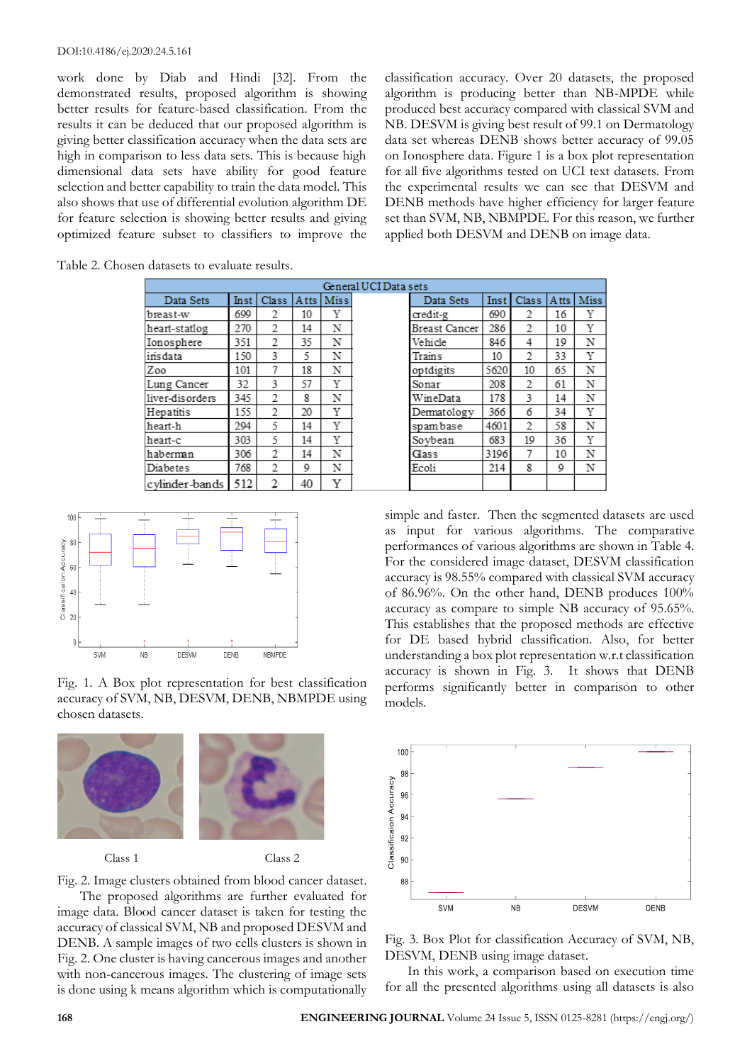work done by Diab and Hindi [32]. From the demonstrated results, proposed algorithm is showing better results for feature-based classification. From the results it can be deduced that our proposed algorithm is giving better classification accuracy when the data sets are high in comparison to less data sets. This is because high dimensional data sets have ability for good feature selection and better capability to train the data model. This also shows that use of differential evolution algorithm DE for feature selection is showing better results and giving optimized feature subset to classifiers to improve the classification accuracy. Over 20 datasets, the proposed algorithm is producing better than NB-MPDE while produced best accuracy compared with classical SVM and NB. DESVM is giving best result of 99.1 on Dermatology data set whereas DENB shows better accuracy of 99.05 on Ionosphere data. Figure 1 is a box plot representation for all five algorithms tested on UCI text datasets. From the experimental results we can see that DESVM and DENB methods have higher efficiency for larger feature set than SVM, NB, NBMPDE. For this reason, we further applied both DESVM and DENB on image data.

Table 2. Chosen datasets to evaluate results.

| General UCI Data sets | | | | | | | | | |
|---|---|---|---|---|---|---|---|---|---|
| Data Sets | Inst | Class | Atts | Miss | Data Sets | Inst | Class | Atts | Miss |
| breast-w | 699 | 2 | 10 | Y | credit-g | 690 | 2 | 16 | Y |
| heart-statlog | 270 | 2 | 14 | N | Breast Cancer | 286 | 2 | 10 | Y |
| Ionosphere | 351 | 2 | 35 | N | Vehicle | 846 | 4 | 19 | N |
| irisdata | 150 | 3 | 5 | N | Trains | 10 | 2 | 33 | Y |
| Zoo | 101 | 7 | 18 | N | optdigits | 5620 | 10 | 65 | N |
| Lung Cancer | 32 | 3 | 57 | Y | Sonar | 208 | 2 | 61 | N |
| liver-disorders | 345 | 2 | 8 | N | WineData | 178 | 3 | 14 | N |
| Hepatitis | 155 | 2 | 20 | Y | Dermatology | 366 | 6 | 34 | Y |
| heart-h | 294 | 5 | 14 | Y | spambase | 4601 | 2 | 58 | N |
| heart-c | 303 | 5 | 14 | Y | Soybean | 683 | 19 | 36 | Y |
| haberman | 306 | 2 | 14 | N | Glass | 3196 | 7 | 10 | N |
| Diabetes | 768 | 2 | 9 | N | Ecoli | 214 | 8 | 9 | N |
| cylinder-bands | 512 | 2 | 40 | Y | | | | | |

Fig. 1. A Box plot representation for best classification accuracy of SVM, NB, DESVM, DENB, NBMPDE using chosen datasets.

Class 1

Class 2

Fig. 2. Image clusters obtained from blood cancer dataset.

The proposed algorithms are further evaluated for image data. Blood cancer dataset is taken for testing the accuracy of classical SVM, NB and proposed DESVM and DENB. A sample images of two cells clusters is shown in Fig. 2. One cluster is having cancerous images and another with non-cancerous images. The clustering of image sets is done using k means algorithm which is computationally simple and faster. Then the segmented datasets are used as input for various algorithms. The comparative performances of various algorithms are shown in Table 4. For the considered image dataset, DESVM classification accuracy is 98.55% compared with classical SVM accuracy of 86.96%. On the other hand, DENB produces 100% accuracy as compare to simple NB accuracy of 95.65%. This establishes that the proposed methods are effective for DE based hybrid classification. Also, for better understanding a box plot representation w.r.t classification accuracy is shown in Fig. 3. It shows that DENB performs significantly better in comparison to other models.

Fig. 3. Box Plot for classification Accuracy of SVM, NB, DESVM, DENB using image dataset.

In this work, a comparison based on execution time for all the presented algorithms using all datasets is also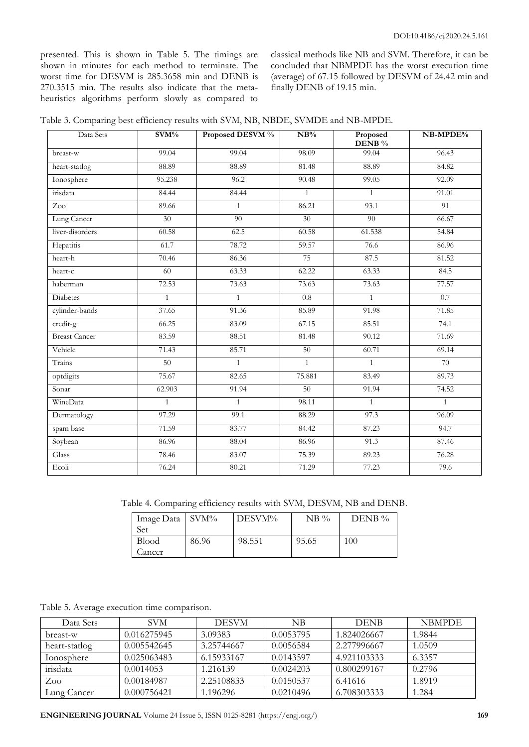presented. This is shown in Table 5. The timings are shown in minutes for each method to terminate. The worst time for DESVM is 285.3658 min and DENB is 270.3515 min. The results also indicate that the meta-heuristics algorithms perform slowly as compared to classical methods like NB and SVM. Therefore, it can be concluded that NBMPDE has the worst execution time (average) of 67.15 followed by DESVM of 24.42 min and finally DENB of 19.15 min.

Table 3. Comparing best efficiency results with SVM, NB, NBDE, SVMDE and NB-MPDE.

| Data Sets | SVM% | Proposed DESVM % | NB% | Proposed DENB % | NB-MPDE% |
|---|---|---|---|---|---|
| breast-w | 99.04 | 99.04 | 98.09 | 99.04 | 96.43 |
| heart-statlog | 88.89 | 88.89 | 81.48 | 88.89 | 84.82 |
| Ionosphere | 95.238 | 96.2 | 90.48 | 99.05 | 92.09 |
| irisdata | 84.44 | 84.44 | 1 | 1 | 91.01 |
| Zoo | 89.66 | 1 | 86.21 | 93.1 | 91 |
| Lung Cancer | 30 | 90 | 30 | 90 | 66.67 |
| liver-disorders | 60.58 | 62.5 | 60.58 | 61.538 | 54.84 |
| Hepatitis | 61.7 | 78.72 | 59.57 | 76.6 | 86.96 |
| heart-h | 70.46 | 86.36 | 75 | 87.5 | 81.52 |
| heart-c | 60 | 63.33 | 62.22 | 63.33 | 84.5 |
| haberman | 72.53 | 73.63 | 73.63 | 73.63 | 77.57 |
| Diabetes | 1 | 1 | 0.8 | 1 | 0.7 |
| cylinder-bands | 37.65 | 91.36 | 85.89 | 91.98 | 71.85 |
| credit-g | 66.25 | 83.09 | 67.15 | 85.51 | 74.1 |
| Breast Cancer | 83.59 | 88.51 | 81.48 | 90.12 | 71.69 |
| Vehicle | 71.43 | 85.71 | 50 | 60.71 | 69.14 |
| Trains | 50 | 1 | 1 | 1 | 70 |
| optdigits | 75.67 | 82.65 | 75.881 | 83.49 | 89.73 |
| Sonar | 62.903 | 91.94 | 50 | 91.94 | 74.52 |
| WineData | 1 | 1 | 98.11 | 1 | 1 |
| Dermatology | 97.29 | 99.1 | 88.29 | 97.3 | 96.09 |
| spam base | 71.59 | 83.77 | 84.42 | 87.23 | 94.7 |
| Soybean | 86.96 | 88.04 | 86.96 | 91.3 | 87.46 |
| Glass | 78.46 | 83.07 | 75.39 | 89.23 | 76.28 |
| Ecoli | 76.24 | 80.21 | 71.29 | 77.23 | 79.6 |

Table 4. Comparing efficiency results with SVM, DESVM, NB and DENB.

| Image Data Set | SVM% | DESVM% | NB % | DENB % |
|---|---|---|---|---|
| Blood Cancer | 86.96 | 98.551 | 95.65 | 100 |

Table 5. Average execution time comparison.

| Data Sets | SVM | DESVM | NB | DENB | NBMPDE |
|---|---|---|---|---|---|
| breast-w | 0.016275945 | 3.09383 | 0.0053795 | 1.824026667 | 1.9844 |
| heart-statlog | 0.005542645 | 3.25744667 | 0.0056584 | 2.277996667 | 1.0509 |
| Ionosphere | 0.025063483 | 6.15933167 | 0.0143597 | 4.921103333 | 6.3357 |
| irisdata | 0.0014053 | 1.216139 | 0.0024203 | 0.800299167 | 0.2796 |
| Zoo | 0.00184987 | 2.25108833 | 0.0150537 | 6.41616 | 1.8919 |
| Lung Cancer | 0.000756421 | 1.196296 | 0.0210496 | 6.708303333 | 1.284 |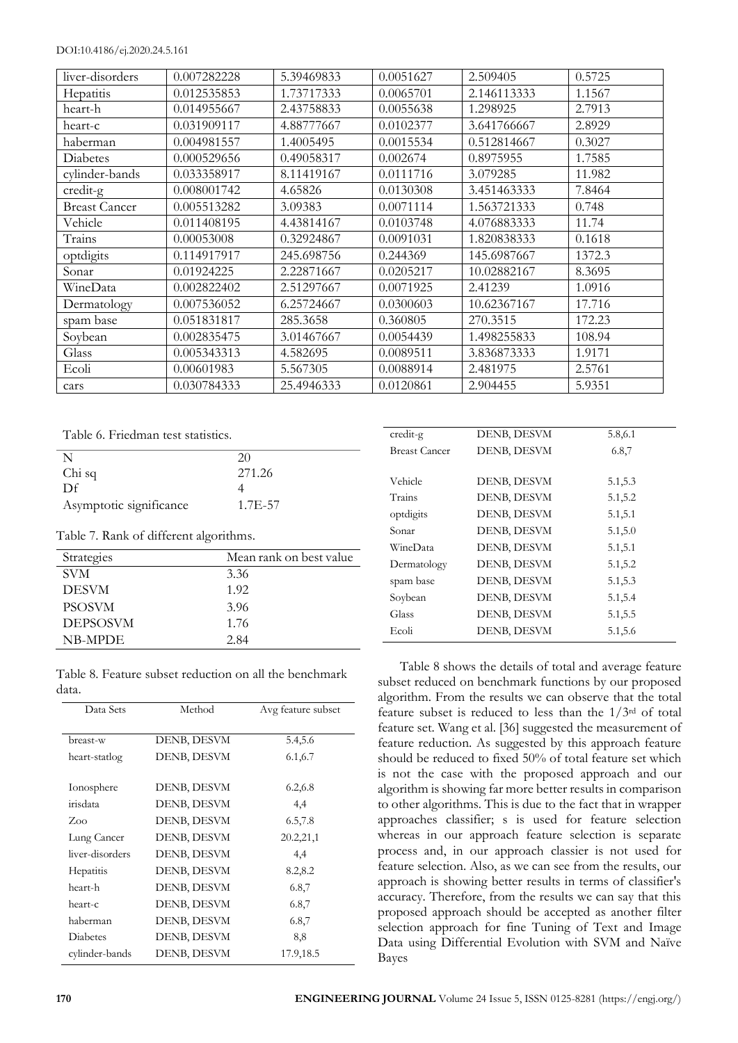| liver-disorders | 0.007282228 | 5.39469833 | 0.0051627 | 2.509405 | 0.5725 |
|---|---|---|---|---|---|
| Hepatitis | 0.012535853 | 1.73717333 | 0.0065701 | 2.146113333 | 1.1567 |
| heart-h | 0.014955667 | 2.43758833 | 0.0055638 | 1.298925 | 2.7913 |
| heart-c | 0.031909117 | 4.88777667 | 0.0102377 | 3.641766667 | 2.8929 |
| haberman | 0.004981557 | 1.4005495 | 0.0015534 | 0.512814667 | 0.3027 |
| Diabetes | 0.000529656 | 0.49058317 | 0.002674 | 0.8975955 | 1.7585 |
| cylinder-bands | 0.033358917 | 8.11419167 | 0.0111716 | 3.079285 | 11.982 |
| credit-g | 0.008001742 | 4.65826 | 0.0130308 | 3.451463333 | 7.8464 |
| Breast Cancer | 0.005513282 | 3.09383 | 0.0071114 | 1.563721333 | 0.748 |
| Vehicle | 0.011408195 | 4.43814167 | 0.0103748 | 4.076883333 | 11.74 |
| Trains | 0.00053008 | 0.32924867 | 0.0091031 | 1.820838333 | 0.1618 |
| optdigits | 0.114917917 | 245.698756 | 0.244369 | 145.6987667 | 1372.3 |
| Sonar | 0.01924225 | 2.22871667 | 0.0205217 | 10.02882167 | 8.3695 |
| WineData | 0.002822402 | 2.51297667 | 0.0071925 | 2.41239 | 1.0916 |
| Dermatology | 0.007536052 | 6.25724667 | 0.0300603 | 10.62367167 | 17.716 |
| spam base | 0.051831817 | 285.3658 | 0.360805 | 270.3515 | 172.23 |
| Soybean | 0.002835475 | 3.01467667 | 0.0054439 | 1.498255833 | 108.94 |
| Glass | 0.005343313 | 4.582695 | 0.0089511 | 3.836873333 | 1.9171 |
| Ecoli | 0.00601983 | 5.567305 | 0.0088914 | 2.481975 | 2.5761 |
| cars | 0.030784333 | 25.4946333 | 0.0120861 | 2.904455 | 5.9351 |

Table 6. Friedman test statistics.

| | |
|---|---|
| N | 20 |
| Chi sq | 271.26 |
| Df | 4 |
| Asymptotic significance | 1.7E-57 |

Table 7. Rank of different algorithms.

| Strategies | Mean rank on best value |
|---|---|
| SVM | 3.36 |
| DESVM | 1.92 |
| PSOSVM | 3.96 |
| DEPSOSVM | 1.76 |
| NB-MPDE | 2.84 |

Table 8. Feature subset reduction on all the benchmark data.

| Data Sets | Method | Avg feature subset |
|---|---|---|
| breast-w | DENB, DESVM | 5.4,5.6 |
| heart-statlog | DENB, DESVM | 6.1,6.7 |
| Ionosphere | DENB, DESVM | 6.2,6.8 |
| irisdata | DENB, DESVM | 4,4 |
| Zoo | DENB, DESVM | 6.5,7.8 |
| Lung Cancer | DENB, DESVM | 20.2,21,1 |
| liver-disorders | DENB, DESVM | 4,4 |
| Hepatitis | DENB, DESVM | 8.2,8.2 |
| heart-h | DENB, DESVM | 6.8,7 |
| heart-c | DENB, DESVM | 6.8,7 |
| haberman | DENB, DESVM | 6.8,7 |
| Diabetes | DENB, DESVM | 8,8 |
| cylinder-bands | DENB, DESVM | 17.9,18.5 |
| credit-g | DENB, DESVM | 5.8,6.1 |
| Breast Cancer | DENB, DESVM | 6.8,7 |
| Vehicle | DENB, DESVM | 5.1,5.3 |
| Trains | DENB, DESVM | 5.1,5.2 |
| optdigits | DENB, DESVM | 5.1,5.1 |
| Sonar | DENB, DESVM | 5.1,5.0 |
| WineData | DENB, DESVM | 5.1,5.1 |
| Dermatology | DENB, DESVM | 5.1,5.2 |
| spam base | DENB, DESVM | 5.1,5.3 |
| Soybean | DENB, DESVM | 5.1,5.4 |
| Glass | DENB, DESVM | 5.1,5.5 |
| Ecoli | DENB, DESVM | 5.1,5.6 |

Table 8 shows the details of total and average feature subset reduced on benchmark functions by our proposed algorithm. From the results we can observe that the total feature subset is reduced to less than the 1/3rd of total feature set. Wang et al. [36] suggested the measurement of feature reduction. As suggested by this approach feature should be reduced to fixed 50% of total feature set which is not the case with the proposed approach and our algorithm is showing far more better results in comparison to other algorithms. This is due to the fact that in wrapper approaches classifier; s is used for feature selection whereas in our approach feature selection is separate process and, in our approach classier is not used for feature selection. Also, as we can see from the results, our approach is showing better results in terms of classifier's accuracy. Therefore, from the results we can say that this proposed approach should be accepted as another filter selection approach for fine Tuning of Text and Image Data using Differential Evolution with SVM and Naïve Bayes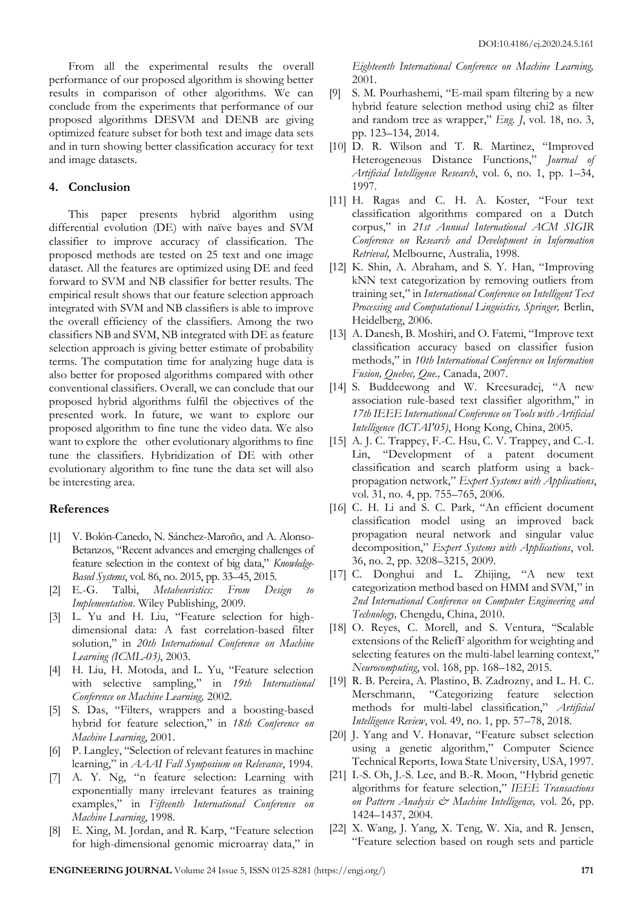From all the experimental results the overall performance of our proposed algorithm is showing better results in comparison of other algorithms. We can conclude from the experiments that performance of our proposed algorithms DESVM and DENB are giving optimized feature subset for both text and image data sets and in turn showing better classification accuracy for text and image datasets.

## 4. Conclusion

This paper presents hybrid algorithm using differential evolution (DE) with naïve bayes and SVM classifier to improve accuracy of classification. The proposed methods are tested on 25 text and one image dataset. All the features are optimized using DE and feed forward to SVM and NB classifier for better results. The empirical result shows that our feature selection approach integrated with SVM and NB classifiers is able to improve the overall efficiency of the classifiers. Among the two classifiers NB and SVM, NB integrated with DE as feature selection approach is giving better estimate of probability terms. The computation time for analyzing huge data is also better for proposed algorithms compared with other conventional classifiers. Overall, we can conclude that our proposed hybrid algorithms fulfil the objectives of the presented work. In future, we want to explore our proposed algorithm to fine tune the video data. We also want to explore the other evolutionary algorithms to fine tune the classifiers. Hybridization of DE with other evolutionary algorithm to fine tune the data set will also be interesting area.

## References

[1] V. Bolón-Canedo, N. Sánchez-Maroño, and A. Alonso-Betanzos, "Recent advances and emerging challenges of feature selection in the context of big data," *Knowledge-Based Systems*, vol. 86, no. 2015, pp. 33–45, 2015.

[2] E.-G. Talbi, *Metaheuristics: From Design to Implementation*. Wiley Publishing, 2009.

[3] L. Yu and H. Liu, "Feature selection for high-dimensional data: A fast correlation-based filter solution," in *20th International Conference on Machine Learning (ICML-03)*, 2003.

[4] H. Liu, H. Motoda, and L. Yu, "Feature selection with selective sampling," in *19th International Conference on Machine Learning,* 2002.

[5] S. Das, "Filters, wrappers and a boosting-based hybrid for feature selection," in *18th Conference on Machine Learning*, 2001.

[6] P. Langley, "Selection of relevant features in machine learning," in *AAAI Fall Symposium on Relevance*, 1994.

[7] A. Y. Ng, "n feature selection: Learning with exponentially many irrelevant features as training examples," in *Fifteenth International Conference on Machine Learning*, 1998.

[8] E. Xing, M. Jordan, and R. Karp, "Feature selection for high-dimensional genomic microarray data," in *Eighteenth International Conference on Machine Learning,* 2001.

[9] S. M. Pourhashemi, "E-mail spam filtering by a new hybrid feature selection method using chi2 as filter and random tree as wrapper," *Eng. J*, vol. 18, no. 3, pp. 123–134, 2014.

[10] D. R. Wilson and T. R. Martinez, "Improved Heterogeneous Distance Functions," *Journal of Artificial Intelligence Research*, vol. 6, no. 1, pp. 1–34, 1997.

[11] H. Ragas and C. H. A. Koster, "Four text classification algorithms compared on a Dutch corpus," in *21st Annual International ACM SIGIR Conference on Research and Development in Information Retrieval,* Melbourne, Australia, 1998.

[12] K. Shin, A. Abraham, and S. Y. Han, "Improving kNN text categorization by removing outliers from training set," in *International Conference on Intelligent Text Processing and Computational Linguistics, Springer,* Berlin, Heidelberg, 2006.

[13] A. Danesh, B. Moshiri, and O. Fatemi, "Improve text classification accuracy based on classifier fusion methods," in *10th International Conference on Information Fusion, Quebec, Que.,* Canada, 2007.

[14] S. Buddeewong and W. Kreesuradej, "A new association rule-based text classifier algorithm," in *17th IEEE International Conference on Tools with Artificial Intelligence (ICTAI'05)*, Hong Kong, China, 2005.

[15] A. J. C. Trappey, F.-C. Hsu, C. V. Trappey, and C.-I. Lin, "Development of a patent document classification and search platform using a back-propagation network," *Expert Systems with Applications*, vol. 31, no. 4, pp. 755–765, 2006.

[16] C. H. Li and S. C. Park, "An efficient document classification model using an improved back propagation neural network and singular value decomposition," *Expert Systems with Applications*, vol. 36, no. 2, pp. 3208–3215, 2009.

[17] C. Donghui and L. Zhijing, "A new text categorization method based on HMM and SVM," in *2nd International Conference on Computer Engineering and Technology,* Chengdu, China, 2010.

[18] O. Reyes, C. Morell, and S. Ventura, "Scalable extensions of the ReliefF algorithm for weighting and selecting features on the multi-label learning context," *Neurocomputing*, vol. 168, pp. 168–182, 2015.

[19] R. B. Pereira, A. Plastino, B. Zadrozny, and L. H. C. Merschmann, "Categorizing feature selection methods for multi-label classification," *Artificial Intelligence Review*, vol. 49, no. 1, pp. 57–78, 2018.

[20] J. Yang and V. Honavar, "Feature subset selection using a genetic algorithm," Computer Science Technical Reports, Iowa State University, USA, 1997.

[21] I.-S. Oh, J.-S. Lee, and B.-R. Moon, "Hybrid genetic algorithms for feature selection," *IEEE Transactions on Pattern Analysis & Machine Intelligence,* vol. 26, pp. 1424–1437, 2004.

[22] X. Wang, J. Yang, X. Teng, W. Xia, and R. Jensen, "Feature selection based on rough sets and particle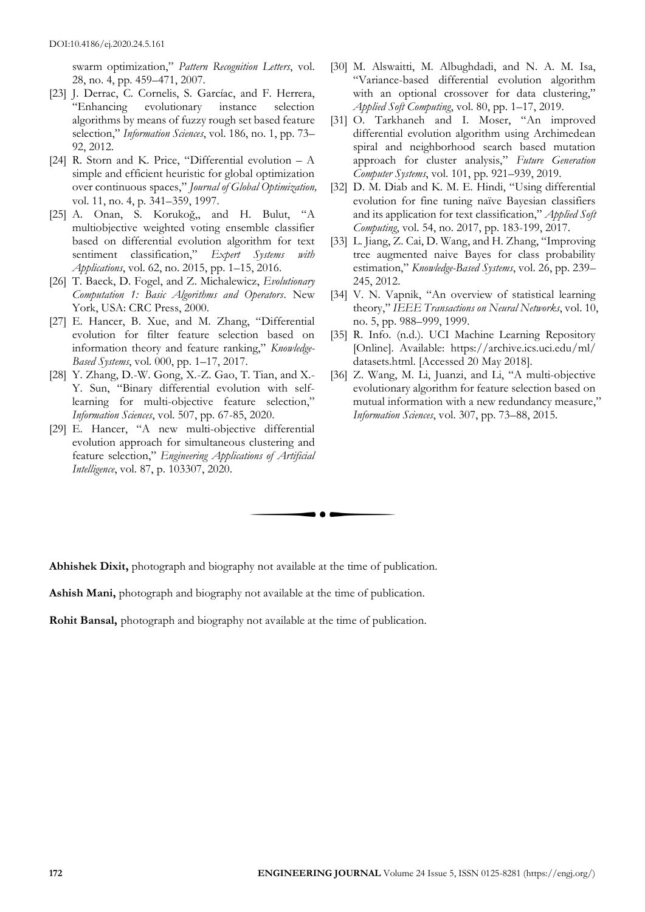swarm optimization," *Pattern Recognition Letters*, vol. 28, no. 4, pp. 459–471, 2007.

[23] J. Derrac, C. Cornelis, S. Garcíac, and F. Herrera, "Enhancing evolutionary instance selection algorithms by means of fuzzy rough set based feature selection," *Information Sciences*, vol. 186, no. 1, pp. 73–92, 2012.

[24] R. Storn and K. Price, "Differential evolution – A simple and efficient heuristic for global optimization over continuous spaces," *Journal of Global Optimization,* vol. 11, no. 4, p. 341–359, 1997.

[25] A. Onan, S. Korukoğ,, and H. Bulut, "A multiobjective weighted voting ensemble classifier based on differential evolution algorithm for text sentiment classification," *Expert Systems with Applications*, vol. 62, no. 2015, pp. 1–15, 2016.

[26] T. Baeck, D. Fogel, and Z. Michalewicz, *Evolutionary Computation 1: Basic Algorithms and Operators*. New York, USA: CRC Press, 2000.

[27] E. Hancer, B. Xue, and M. Zhang, "Differential evolution for filter feature selection based on information theory and feature ranking," *Knowledge-Based Systems*, vol. 000, pp. 1–17, 2017.

[28] Y. Zhang, D.-W. Gong, X.-Z. Gao, T. Tian, and X.-Y. Sun, "Binary differential evolution with self-learning for multi-objective feature selection," *Information Sciences*, vol. 507, pp. 67-85, 2020.

[29] E. Hancer, "A new multi-objective differential evolution approach for simultaneous clustering and feature selection," *Engineering Applications of Artificial Intelligence*, vol. 87, p. 103307, 2020.

[30] M. Alswaitti, M. Albughdadi, and N. A. M. Isa, "Variance-based differential evolution algorithm with an optional crossover for data clustering," *Applied Soft Computing*, vol. 80, pp. 1–17, 2019.

[31] O. Tarkhaneh and I. Moser, "An improved differential evolution algorithm using Archimedean spiral and neighborhood search based mutation approach for cluster analysis," *Future Generation Computer Systems*, vol. 101, pp. 921–939, 2019.

[32] D. M. Diab and K. M. E. Hindi, "Using differential evolution for fine tuning naïve Bayesian classifiers and its application for text classification," *Applied Soft Computing*, vol. 54, no. 2017, pp. 183-199, 2017.

[33] L. Jiang, Z. Cai, D. Wang, and H. Zhang, "Improving tree augmented naive Bayes for class probability estimation," *Knowledge-Based Systems*, vol. 26, pp. 239–245, 2012.

[34] V. N. Vapnik, "An overview of statistical learning theory," *IEEE Transactions on Neural Networks*, vol. 10, no. 5, pp. 988–999, 1999.

[35] R. Info. (n.d.). UCI Machine Learning Repository [Online]. Available: https://archive.ics.uci.edu/ml/datasets.html. [Accessed 20 May 2018].

[36] Z. Wang, M. Li, Juanzi, and Li, "A multi-objective evolutionary algorithm for feature selection based on mutual information with a new redundancy measure," *Information Sciences*, vol. 307, pp. 73–88, 2015.

**Abhishek Dixit,** photograph and biography not available at the time of publication.

**Ashish Mani,** photograph and biography not available at the time of publication.

**Rohit Bansal,** photograph and biography not available at the time of publication.